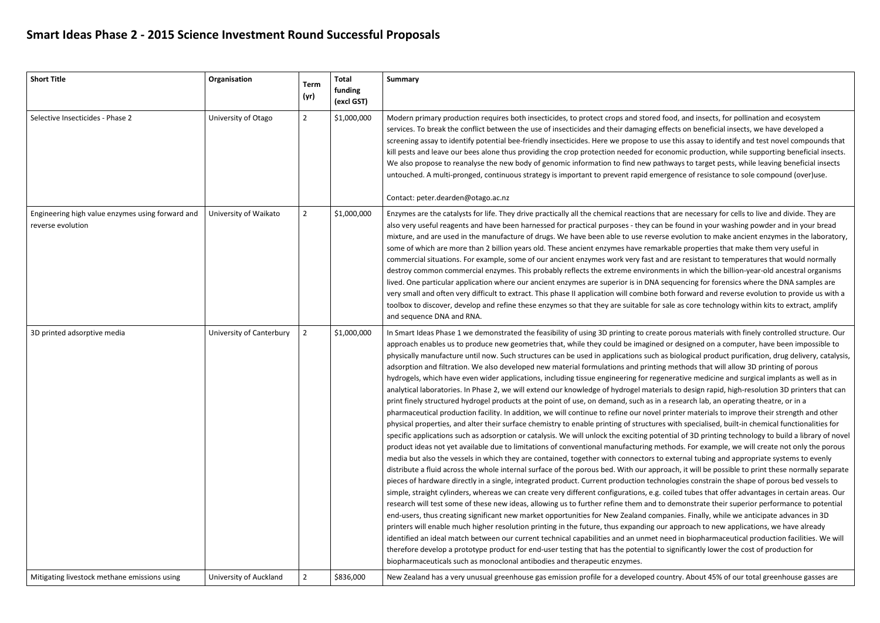# Smart Ideas Phase 2 - 2015 Science Investment Round Successful Proposals

| Short Title | Organisation | Term (yr) | Total funding (excl GST) | Summary |
| --- | --- | --- | --- | --- |
| Selective Insecticides - Phase 2 | University of Otago | 2 | $1,000,000 | Modern primary production requires both insecticides, to protect crops and stored food, and insects, for pollination and ecosystem services. To break the conflict between the use of insecticides and their damaging effects on beneficial insects, we have developed a screening assay to identify potential bee-friendly insecticides. Here we propose to use this assay to identify and test novel compounds that kill pests and leave our bees alone thus providing the crop protection needed for economic production, while supporting beneficial insects. We also propose to reanalyse the new body of genomic information to find new pathways to target pests, while leaving beneficial insects untouched. A multi-pronged, continuous strategy is important to prevent rapid emergence of resistance to sole compound (over)use. <br><br> Contact: peter.dearden@otago.ac.nz |
| Engineering high value enzymes using forward and reverse evolution | University of Waikato | 2 | $1,000,000 | Enzymes are the catalysts for life. They drive practically all the chemical reactions that are necessary for cells to live and divide. They are also very useful reagents and have been harnessed for practical purposes - they can be found in your washing powder and in your bread mixture, and are used in the manufacture of drugs. We have been able to use reverse evolution to make ancient enzymes in the laboratory, some of which are more than 2 billion years old. These ancient enzymes have remarkable properties that make them very useful in commercial situations. For example, some of our ancient enzymes work very fast and are resistant to temperatures that would normally destroy common commercial enzymes. This probably reflects the extreme environments in which the billion-year-old ancestral organisms lived. One particular application where our ancient enzymes are superior is in DNA sequencing for forensics where the DNA samples are very small and often very difficult to extract. This phase II application will combine both forward and reverse evolution to provide us with a toolbox to discover, develop and refine these enzymes so that they are suitable for sale as core technology within kits to extract, amplify and sequence DNA and RNA. |
| 3D printed adsorptive media | University of Canterbury | 2 | $1,000,000 | In Smart Ideas Phase 1 we demonstrated the feasibility of using 3D printing to create porous materials with finely controlled structure. Our approach enables us to produce new geometries that, while they could be imagined or designed on a computer, have been impossible to physically manufacture until now. Such structures can be used in applications such as biological product purification, drug delivery, catalysis, adsorption and filtration. We also developed new material formulations and printing methods that will allow 3D printing of porous hydrogels, which have even wider applications, including tissue engineering for regenerative medicine and surgical implants as well as in analytical laboratories. In Phase 2, we will extend our knowledge of hydrogel materials to design rapid, high-resolution 3D printers that can print finely structured hydrogel products at the point of use, on demand, such as in a research lab, an operating theatre, or in a pharmaceutical production facility. In addition, we will continue to refine our novel printer materials to improve their strength and other physical properties, and alter their surface chemistry to enable printing of structures with specialised, built-in chemical functionalities for specific applications such as adsorption or catalysis. We will unlock the exciting potential of 3D printing technology to build a library of novel product ideas not yet available due to limitations of conventional manufacturing methods. For example, we will create not only the porous media but also the vessels in which they are contained, together with connectors to external tubing and appropriate systems to evenly distribute a fluid across the whole internal surface of the porous bed. With our approach, it will be possible to print these normally separate pieces of hardware directly in a single, integrated product. Current production technologies constrain the shape of porous bed vessels to simple, straight cylinders, whereas we can create very different configurations, e.g. coiled tubes that offer advantages in certain areas. Our research will test some of these new ideas, allowing us to further refine them and to demonstrate their superior performance to potential end-users, thus creating significant new market opportunities for New Zealand companies. Finally, while we anticipate advances in 3D printers will enable much higher resolution printing in the future, thus expanding our approach to new applications, we have already identified an ideal match between our current technical capabilities and an unmet need in biopharmaceutical production facilities. We will therefore develop a prototype product for end-user testing that has the potential to significantly lower the cost of production for biopharmaceuticals such as monoclonal antibodies and therapeutic enzymes. |
| Mitigating livestock methane emissions using | University of Auckland | 2 | $836,000 | New Zealand has a very unusual greenhouse gas emission profile for a developed country. About 45% of our total greenhouse gasses are |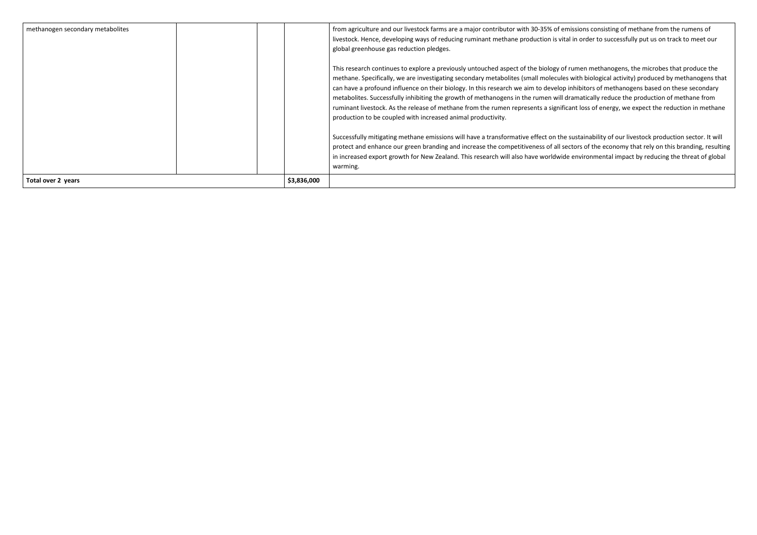| | | | | |
|---|---|---|---|---|
| methanogen secondary metabolites | | | | from agriculture and our livestock farms are a major contributor with 30-35% of emissions consisting of methane from the rumens of livestock. Hence, developing ways of reducing ruminant methane production is vital in order to successfully put us on track to meet our global greenhouse gas reduction pledges.<br><br>This research continues to explore a previously untouched aspect of the biology of rumen methanogens, the microbes that produce the methane. Specifically, we are investigating secondary metabolites (small molecules with biological activity) produced by methanogens that can have a profound influence on their biology. In this research we aim to develop inhibitors of methanogens based on these secondary metabolites. Successfully inhibiting the growth of methanogens in the rumen will dramatically reduce the production of methane from ruminant livestock. As the release of methane from the rumen represents a significant loss of energy, we expect the reduction in methane production to be coupled with increased animal productivity.<br><br>Successfully mitigating methane emissions will have a transformative effect on the sustainability of our livestock production sector. It will protect and enhance our green branding and increase the competitiveness of all sectors of the economy that rely on this branding, resulting in increased export growth for New Zealand. This research will also have worldwide environmental impact by reducing the threat of global warming. |
| **Total over 2 years** | | | **$3,836,000** | |